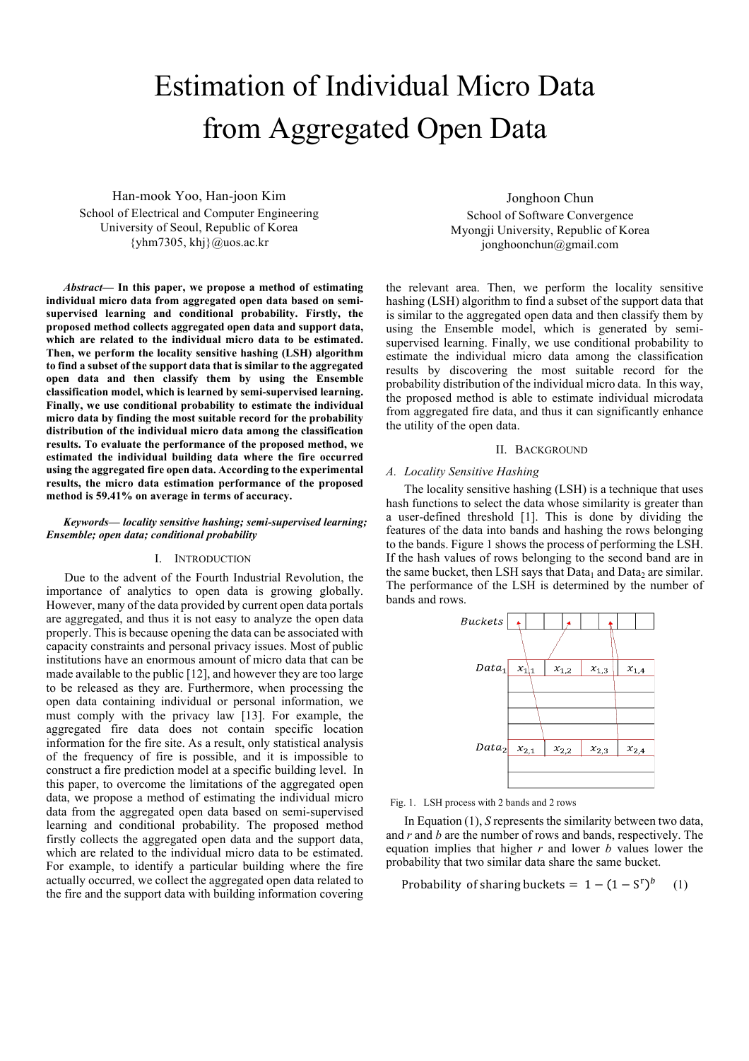# Estimation of Individual Micro Data from Aggregated Open Data

Han-mook Yoo, Han-joon Kim
School of Electrical and Computer Engineering
University of Seoul, Republic of Korea
{yhm7305, khj}@uos.ac.kr

Jonghoon Chun
School of Software Convergence
Myongji University, Republic of Korea
jonghoonchun@gmail.com

***Abstract*— In this paper, we propose a method of estimating individual micro data from aggregated open data based on semi-supervised learning and conditional probability. Firstly, the proposed method collects aggregated open data and support data, which are related to the individual micro data to be estimated. Then, we perform the locality sensitive hashing (LSH) algorithm to find a subset of the support data that is similar to the aggregated open data and then classify them by using the Ensemble classification model, which is learned by semi-supervised learning. Finally, we use conditional probability to estimate the individual micro data by finding the most suitable record for the probability distribution of the individual micro data among the classification results. To evaluate the performance of the proposed method, we estimated the individual building data where the fire occurred using the aggregated fire open data. According to the experimental results, the micro data estimation performance of the proposed method is 59.41% on average in terms of accuracy.**

***Keywords— locality sensitive hashing; semi-supervised learning; Ensemble; open data; conditional probability***

## I. Introduction

Due to the advent of the Fourth Industrial Revolution, the importance of analytics to open data is growing globally. However, many of the data provided by current open data portals are aggregated, and thus it is not easy to analyze the open data properly. This is because opening the data can be associated with capacity constraints and personal privacy issues. Most of public institutions have an enormous amount of micro data that can be made available to the public [12], and however they are too large to be released as they are. Furthermore, when processing the open data containing individual or personal information, we must comply with the privacy law [13]. For example, the aggregated fire data does not contain specific location information for the fire site. As a result, only statistical analysis of the frequency of fire is possible, and it is impossible to construct a fire prediction model at a specific building level. In this paper, to overcome the limitations of the aggregated open data, we propose a method of estimating the individual micro data from the aggregated open data based on semi-supervised learning and conditional probability. The proposed method firstly collects the aggregated open data and the support data, which are related to the individual micro data to be estimated. For example, to identify a particular building where the fire actually occurred, we collect the aggregated open data related to the fire and the support data with building information covering the relevant area. Then, we perform the locality sensitive hashing (LSH) algorithm to find a subset of the support data that is similar to the aggregated open data and then classify them by using the Ensemble model, which is generated by semi-supervised learning. Finally, we use conditional probability to estimate the individual micro data among the classification results by discovering the most suitable record for the probability distribution of the individual micro data. In this way, the proposed method is able to estimate individual microdata from aggregated fire data, and thus it can significantly enhance the utility of the open data.

## II. Background

### *A. Locality Sensitive Hashing*

The locality sensitive hashing (LSH) is a technique that uses hash functions to select the data whose similarity is greater than a user-defined threshold [1]. This is done by dividing the features of the data into bands and hashing the rows belonging to the bands. Figure 1 shows the process of performing the LSH. If the hash values of rows belonging to the second band are in the same bucket, then LSH says that $Data_1$ and $Data_2$ are similar. The performance of the LSH is determined by the number of bands and rows.

Fig. 1. LSH process with 2 bands and 2 rows

In Equation (1), $S$ represents the similarity between two data, and $r$ and $b$ are the number of rows and bands, respectively. The equation implies that higher $r$ and lower $b$ values lower the probability that two similar data share the same bucket.

$$\text{Probability of sharing buckets} = 1 - (1 - S^r)^b \quad (1)$$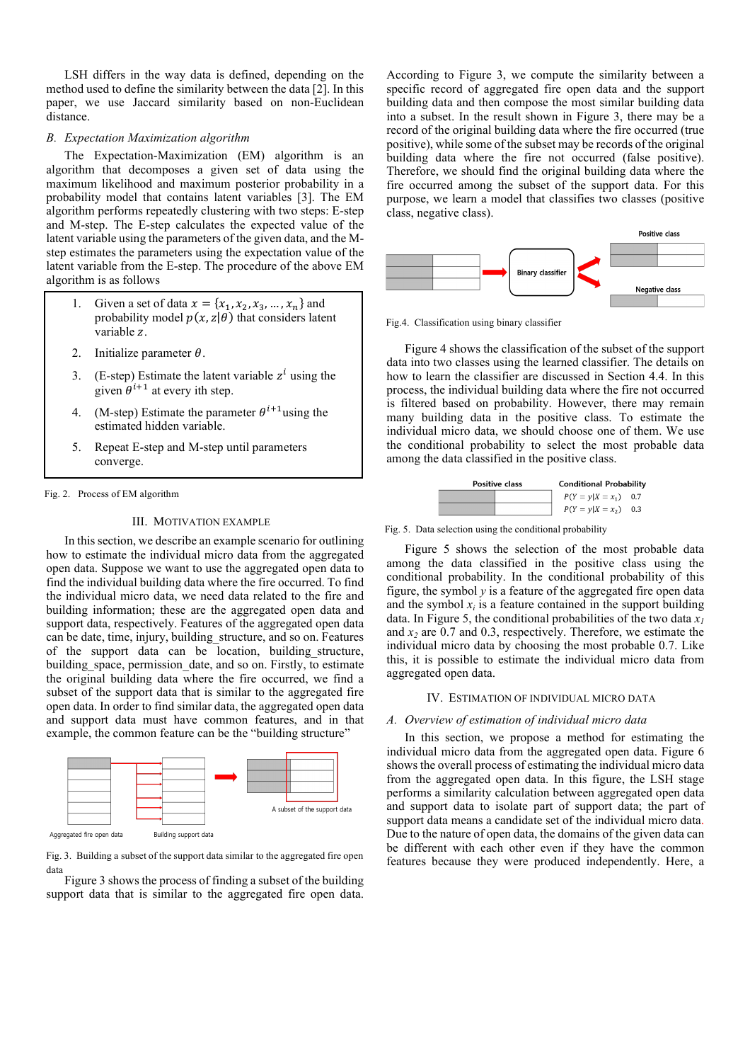LSH differs in the way data is defined, depending on the method used to define the similarity between the data [2]. In this paper, we use Jaccard similarity based on non-Euclidean distance.

### B. Expectation Maximization algorithm

The Expectation-Maximization (EM) algorithm is an algorithm that decomposes a given set of data using the maximum likelihood and maximum posterior probability in a probability model that contains latent variables [3]. The EM algorithm performs repeatedly clustering with two steps: E-step and M-step. The E-step calculates the expected value of the latent variable using the parameters of the given data, and the M-step estimates the parameters using the expectation value of the latent variable from the E-step. The procedure of the above EM algorithm is as follows

1. Given a set of data $x = \{x_1, x_2, x_3, \ldots, x_n\}$ and probability model $p(x, z|\theta)$ that considers latent variable $z$.
2. Initialize parameter $\theta$.
3. (E-step) Estimate the latent variable $z^i$ using the given $\theta^{i+1}$ at every ith step.
4. (M-step) Estimate the parameter $\theta^{i+1}$using the estimated hidden variable.
5. Repeat E-step and M-step until parameters converge.

Fig. 2. Process of EM algorithm

## III. Motivation Example

In this section, we describe an example scenario for outlining how to estimate the individual micro data from the aggregated open data. Suppose we want to use the aggregated open data to find the individual building data where the fire occurred. To find the individual micro data, we need data related to the fire and building information; these are the aggregated open data and support data, respectively. Features of the aggregated open data can be date, time, injury, building_structure, and so on. Features of the support data can be location, building_structure, building_space, permission_date, and so on. Firstly, to estimate the original building data where the fire occurred, we find a subset of the support data that is similar to the aggregated fire open data. In order to find similar data, the aggregated open data and support data must have common features, and in that example, the common feature can be the "building structure"

Fig. 3. Building a subset of the support data similar to the aggregated fire open data

Figure 3 shows the process of finding a subset of the building support data that is similar to the aggregated fire open data. According to Figure 3, we compute the similarity between a specific record of aggregated fire open data and the support building data and then compose the most similar building data into a subset. In the result shown in Figure 3, there may be a record of the original building data where the fire occurred (true positive), while some of the subset may be records of the original building data where the fire not occurred (false positive). Therefore, we should find the original building data where the fire occurred among the subset of the support data. For this purpose, we learn a model that classifies two classes (positive class, negative class).

Fig.4. Classification using binary classifier

Figure 4 shows the classification of the subset of the support data into two classes using the learned classifier. The details on how to learn the classifier are discussed in Section 4.4. In this process, the individual building data where the fire not occurred is filtered based on probability. However, there may remain many building data in the positive class. To estimate the individual micro data, we should choose one of them. We use the conditional probability to select the most probable data among the data classified in the positive class.

Fig. 5. Data selection using the conditional probability

Figure 5 shows the selection of the most probable data among the data classified in the positive class using the conditional probability. In the conditional probability of this figure, the symbol $y$ is a feature of the aggregated fire open data and the symbol $x_i$ is a feature contained in the support building data. In Figure 5, the conditional probabilities of the two data $x_1$ and $x_2$ are 0.7 and 0.3, respectively. Therefore, we estimate the individual micro data by choosing the most probable 0.7. Like this, it is possible to estimate the individual micro data from aggregated open data.

## IV. Estimation of Individual Micro Data

### A. Overview of estimation of individual micro data

In this section, we propose a method for estimating the individual micro data from the aggregated open data. Figure 6 shows the overall process of estimating the individual micro data from the aggregated open data. In this figure, the LSH stage performs a similarity calculation between aggregated open data and support data to isolate part of support data; the part of support data means a candidate set of the individual micro data. Due to the nature of open data, the given data can be different with each other even if they have the common features because they were produced independently. Here, a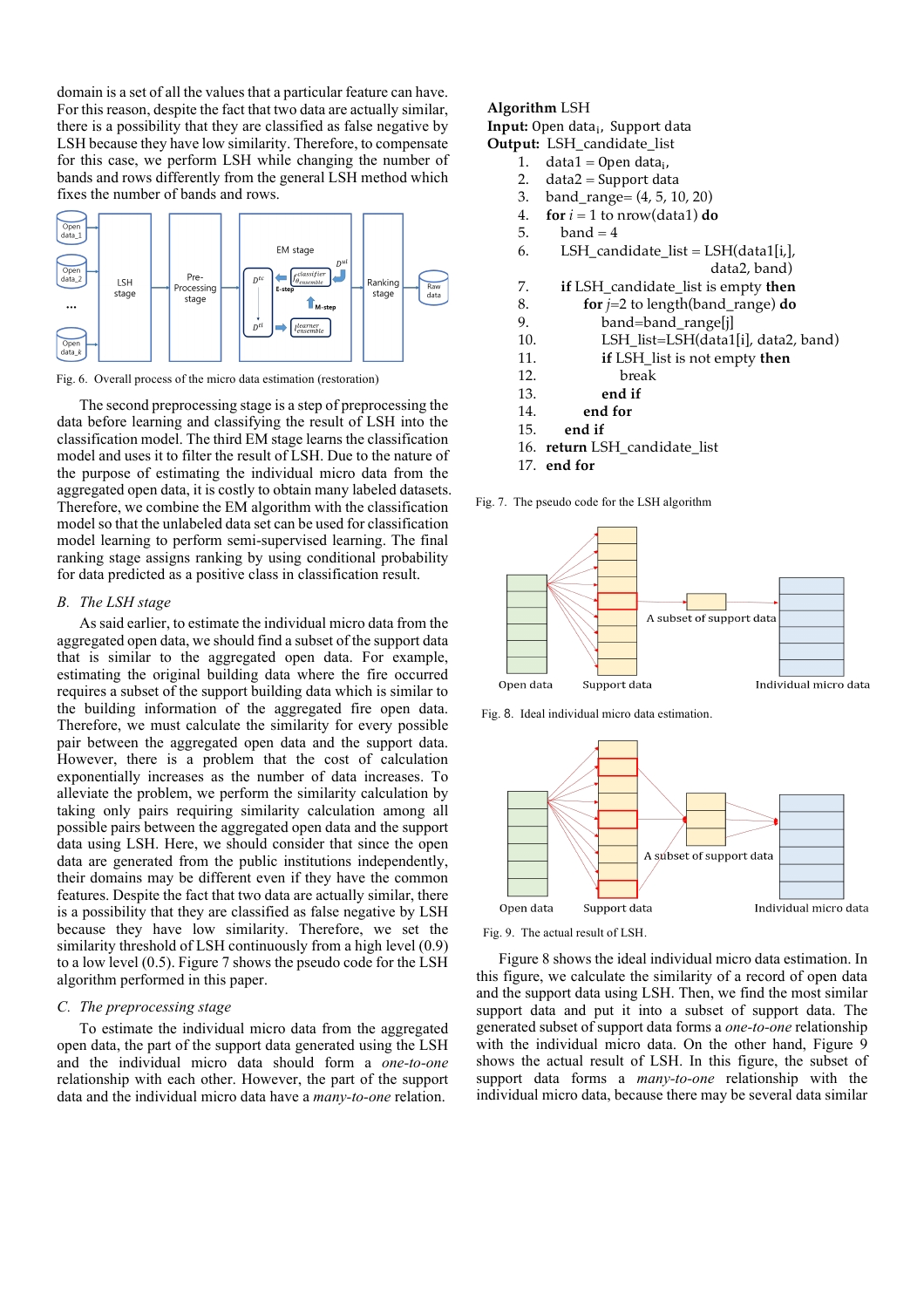domain is a set of all the values that a particular feature can have. For this reason, despite the fact that two data are actually similar, there is a possibility that they are classified as false negative by LSH because they have low similarity. Therefore, to compensate for this case, we perform LSH while changing the number of bands and rows differently from the general LSH method which fixes the number of bands and rows.

Fig. 6. Overall process of the micro data estimation (restoration)

The second preprocessing stage is a step of preprocessing the data before learning and classifying the result of LSH into the classification model. The third EM stage learns the classification model and uses it to filter the result of LSH. Due to the nature of the purpose of estimating the individual micro data from the aggregated open data, it is costly to obtain many labeled datasets. Therefore, we combine the EM algorithm with the classification model so that the unlabeled data set can be used for classification model learning to perform semi-supervised learning. The final ranking stage assigns ranking by using conditional probability for data predicted as a positive class in classification result.

### *B. The LSH stage*

As said earlier, to estimate the individual micro data from the aggregated open data, we should find a subset of the support data that is similar to the aggregated open data. For example, estimating the original building data where the fire occurred requires a subset of the support building data which is similar to the building information of the aggregated fire open data. Therefore, we must calculate the similarity for every possible pair between the aggregated open data and the support data. However, there is a problem that the cost of calculation exponentially increases as the number of data increases. To alleviate the problem, we perform the similarity calculation by taking only pairs requiring similarity calculation among all possible pairs between the aggregated open data and the support data using LSH. Here, we should consider that since the open data are generated from the public institutions independently, their domains may be different even if they have the common features. Despite the fact that two data are actually similar, there is a possibility that they are classified as false negative by LSH because they have low similarity. Therefore, we set the similarity threshold of LSH continuously from a high level (0.9) to a low level (0.5). Figure 7 shows the pseudo code for the LSH algorithm performed in this paper.

### *C. The preprocessing stage*

To estimate the individual micro data from the aggregated open data, the part of the support data generated using the LSH and the individual micro data should form a *one-to-one* relationship with each other. However, the part of the support data and the individual micro data have a *many-to-one* relation.

```
Algorithm LSH
Input: Open data_i, Support data
Output: LSH_candidate_list
 1.  data1 = Open data_i,
 2.  data2 = Support data
 3.  band_range= (4, 5, 10, 20)
 4.  for i = 1 to nrow(data1) do
 5.     band = 4
 6.     LSH_candidate_list = LSH(data1[i,],
                              data2, band)
 7.     if LSH_candidate_list is empty then
 8.        for j=2 to length(band_range) do
 9.           band=band_range[j]
 10.          LSH_list=LSH(data1[i], data2, band)
 11.          if LSH_list is not empty then
 12.             break
 13.          end if
 14.       end for
 15.    end if
 16.  return LSH_candidate_list
 17.  end for
```

Fig. 7. The pseudo code for the LSH algorithm

Fig. 8. Ideal individual micro data estimation.

Fig. 9. The actual result of LSH.

Figure 8 shows the ideal individual micro data estimation. In this figure, we calculate the similarity of a record of open data and the support data using LSH. Then, we find the most similar support data and put it into a subset of support data. The generated subset of support data forms a *one-to-one* relationship with the individual micro data. On the other hand, Figure 9 shows the actual result of LSH. In this figure, the subset of support data forms a *many-to-one* relationship with the individual micro data, because there may be several data similar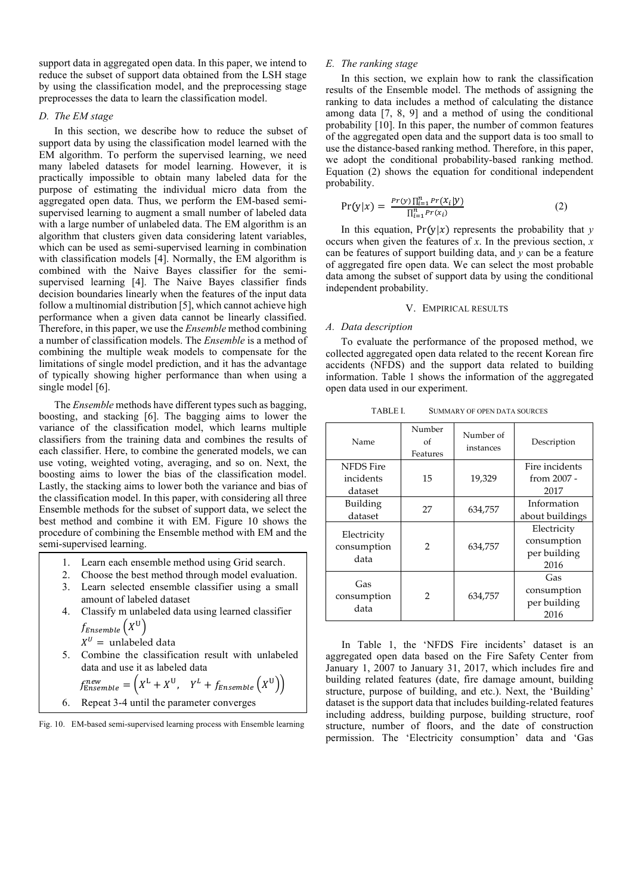support data in aggregated open data. In this paper, we intend to reduce the subset of support data obtained from the LSH stage by using the classification model, and the preprocessing stage preprocesses the data to learn the classification model.

### D. The EM stage

In this section, we describe how to reduce the subset of support data by using the classification model learned with the EM algorithm. To perform the supervised learning, we need many labeled datasets for model learning. However, it is practically impossible to obtain many labeled data for the purpose of estimating the individual micro data from the aggregated open data. Thus, we perform the EM-based semi-supervised learning to augment a small number of labeled data with a large number of unlabeled data. The EM algorithm is an algorithm that clusters given data considering latent variables, which can be used as semi-supervised learning in combination with classification models [4]. Normally, the EM algorithm is combined with the Naive Bayes classifier for the semi-supervised learning [4]. The Naive Bayes classifier finds decision boundaries linearly when the features of the input data follow a multinomial distribution [5], which cannot achieve high performance when a given data cannot be linearly classified. Therefore, in this paper, we use the *Ensemble* method combining a number of classification models. The *Ensemble* is a method of combining the multiple weak models to compensate for the limitations of single model prediction, and it has the advantage of typically showing higher performance than when using a single model [6].

The *Ensemble* methods have different types such as bagging, boosting, and stacking [6]. The bagging aims to lower the variance of the classification model, which learns multiple classifiers from the training data and combines the results of each classifier. Here, to combine the generated models, we can use voting, weighted voting, averaging, and so on. Next, the boosting aims to lower the bias of the classification model. Lastly, the stacking aims to lower both the variance and bias of the classification model. In this paper, with considering all three Ensemble methods for the subset of support data, we select the best method and combine it with EM. Figure 10 shows the procedure of combining the Ensemble method with EM and the semi-supervised learning.

1. Learn each ensemble method using Grid search.
2. Choose the best method through model evaluation.
3. Learn selected ensemble classifier using a small amount of labeled dataset
4. Classify m unlabeled data using learned classifier $f_{Ensemble}\left(X^{U}\right)$
   $X^{U} =$ unlabeled data
5. Combine the classification result with unlabeled data and use it as labeled data
   $f_{\text{Ensemble}}^{new} = \left(X^{L} + X^{U},\quad Y^{L} + f_{Ensemble}\left(X^{U}\right)\right)$
6. Repeat 3-4 until the parameter converges

Fig. 10. EM-based semi-supervised learning process with Ensemble learning

### E. The ranking stage

In this section, we explain how to rank the classification results of the Ensemble model. The methods of assigning the ranking to data includes a method of calculating the distance among data [7, 8, 9] and a method of using the conditional probability [10]. In this paper, the number of common features of the aggregated open data and the support data is too small to use the distance-based ranking method. Therefore, in this paper, we adopt the conditional probability-based ranking method. Equation (2) shows the equation for conditional independent probability.

$$\Pr(y|x) = \frac{Pr(y)\prod_{i=1}^{n} Pr(x_i|y)}{\prod_{i=1}^{n} Pr(x_i)} \tag{2}$$

In this equation, $\Pr(y|x)$ represents the probability that $y$ occurs when given the features of $x$. In the previous section, $x$ can be features of support building data, and $y$ can be a feature of aggregated fire open data. We can select the most probable data among the subset of support data by using the conditional independent probability.

## V. Empirical results

### A. Data description

To evaluate the performance of the proposed method, we collected aggregated open data related to the recent Korean fire accidents (NFDS) and the support data related to building information. Table 1 shows the information of the aggregated open data used in our experiment.

TABLE I. SUMMARY OF OPEN DATA SOURCES

| Name | Number of Features | Number of instances | Description |
| --- | --- | --- | --- |
| NFDS Fire incidents dataset | 15 | 19,329 | Fire incidents from 2007 - 2017 |
| Building dataset | 27 | 634,757 | Information about buildings |
| Electricity consumption data | 2 | 634,757 | Electricity consumption per building 2016 |
| Gas consumption data | 2 | 634,757 | Gas consumption per building 2016 |

In Table 1, the 'NFDS Fire incidents' dataset is an aggregated open data based on the Fire Safety Center from January 1, 2007 to January 31, 2017, which includes fire and building related features (date, fire damage amount, building structure, purpose of building, and etc.). Next, the 'Building' dataset is the support data that includes building-related features including address, building purpose, building structure, roof structure, number of floors, and the date of construction permission. The 'Electricity consumption' data and 'Gas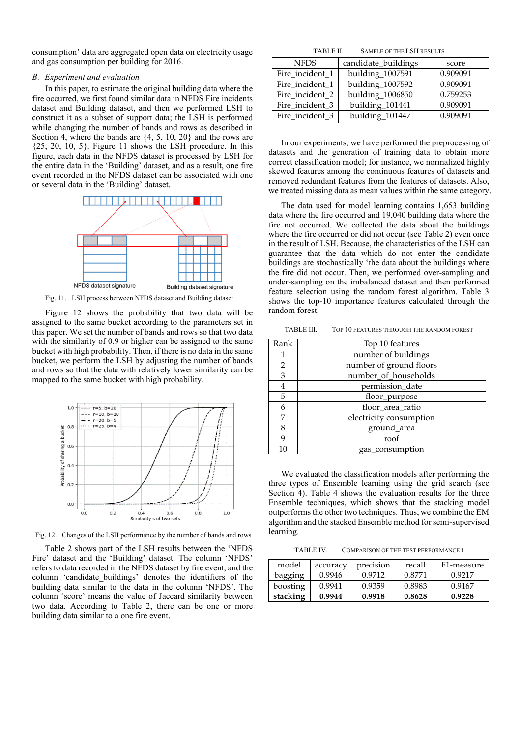consumption' data are aggregated open data on electricity usage and gas consumption per building for 2016.

### *B. Experiment and evaluation*

In this paper, to estimate the original building data where the fire occurred, we first found similar data in NFDS Fire incidents dataset and Building dataset, and then we performed LSH to construct it as a subset of support data; the LSH is performed while changing the number of bands and rows as described in Section 4, where the bands are {4, 5, 10, 20} and the rows are {25, 20, 10, 5}. Figure 11 shows the LSH procedure. In this figure, each data in the NFDS dataset is processed by LSH for the entire data in the 'Building' dataset, and as a result, one fire event recorded in the NFDS dataset can be associated with one or several data in the 'Building' dataset.

Fig. 11. LSH process between NFDS dataset and Building dataset

Figure 12 shows the probability that two data will be assigned to the same bucket according to the parameters set in this paper. We set the number of bands and rows so that two data with the similarity of 0.9 or higher can be assigned to the same bucket with high probability. Then, if there is no data in the same bucket, we perform the LSH by adjusting the number of bands and rows so that the data with relatively lower similarity can be mapped to the same bucket with high probability.

Fig. 12. Changes of the LSH performance by the number of bands and rows

Table 2 shows part of the LSH results between the 'NFDS Fire' dataset and the 'Building' dataset. The column 'NFDS' refers to data recorded in the NFDS dataset by fire event, and the column 'candidate_buildings' denotes the identifiers of the building data similar to the data in the column 'NFDS'. The column 'score' means the value of Jaccard similarity between two data. According to Table 2, there can be one or more building data similar to a one fire event.

TABLE II. SAMPLE OF THE LSH RESULTS

| NFDS | candidate_buildings | score |
|---|---|---|
| Fire_incident_1 | building_1007591 | 0.909091 |
| Fire_incident_1 | building_1007592 | 0.909091 |
| Fire_incident_2 | building_1006850 | 0.759253 |
| Fire_incident_3 | building_101441 | 0.909091 |
| Fire_incident_3 | building_101447 | 0.909091 |

In our experiments, we have performed the preprocessing of datasets and the generation of training data to obtain more correct classification model; for instance, we normalized highly skewed features among the continuous features of datasets and removed redundant features from the features of datasets. Also, we treated missing data as mean values within the same category.

The data used for model learning contains 1,653 building data where the fire occurred and 19,040 building data where the fire not occurred. We collected the data about the buildings where the fire occurred or did not occur (see Table 2) even once in the result of LSH. Because, the characteristics of the LSH can guarantee that the data which do not enter the candidate buildings are stochastically 'the data about the buildings where the fire did not occur. Then, we performed over-sampling and under-sampling on the imbalanced dataset and then performed feature selection using the random forest algorithm. Table 3 shows the top-10 importance features calculated through the random forest.

TABLE III. TOP 10 FEATURES THROUGH THE RANDOM FOREST

| Rank | Top 10 features |
|---|---|
| 1 | number of buildings |
| 2 | number of ground floors |
| 3 | number_of_households |
| 4 | permission_date |
| 5 | floor_purpose |
| 6 | floor_area_ratio |
| 7 | electricity consumption |
| 8 | ground_area |
| 9 | roof |
| 10 | gas_consumption |

We evaluated the classification models after performing the three types of Ensemble learning using the grid search (see Section 4). Table 4 shows the evaluation results for the three Ensemble techniques, which shows that the stacking model outperforms the other two techniques. Thus, we combine the EM algorithm and the stacked Ensemble method for semi-supervised learning.

TABLE IV. COMPARISON OF THE TEST PERFORMANCE I

| model | accuracy | precision | recall | F1-measure |
|---|---|---|---|---|
| bagging | 0.9946 | 0.9712 | 0.8771 | 0.9217 |
| boosting | 0.9941 | 0.9359 | 0.8983 | 0.9167 |
| **stacking** | **0.9944** | **0.9918** | **0.8628** | **0.9228** |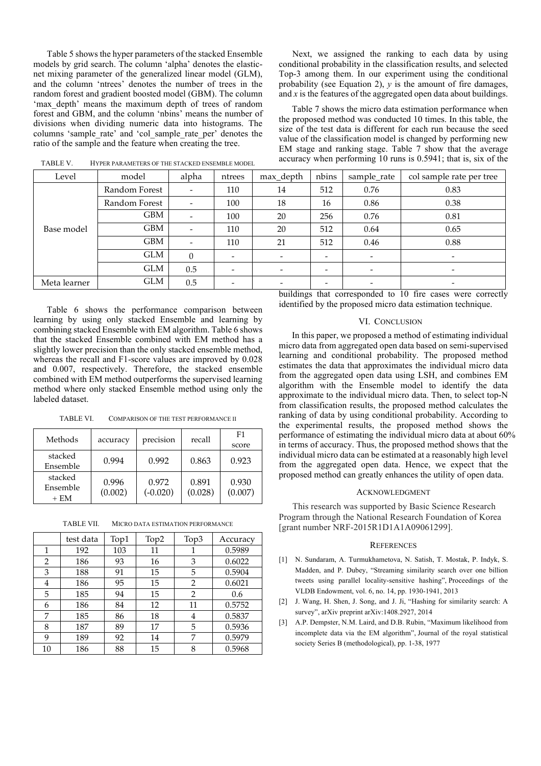Table 5 shows the hyper parameters of the stacked Ensemble models by grid search. The column 'alpha' denotes the elastic-net mixing parameter of the generalized linear model (GLM), and the column 'ntrees' denotes the number of trees in the random forest and gradient boosted model (GBM). The column 'max_depth' means the maximum depth of trees of random forest and GBM, and the column 'nbins' means the number of divisions when dividing numeric data into histograms. The columns 'sample_rate' and 'col_sample_rate_per' denotes the ratio of the sample and the feature when creating the tree.

TABLE V. HYPER PARAMETERS OF THE STACKED ENSEMBLE MODEL

| Level | model | alpha | ntrees | max_depth | nbins | sample_rate | col sample rate per tree |
|---|---|---|---|---|---|---|---|
| Base model | Random Forest | - | 110 | 14 | 512 | 0.76 | 0.83 |
| | Random Forest | - | 100 | 18 | 16 | 0.86 | 0.38 |
| | GBM | - | 100 | 20 | 256 | 0.76 | 0.81 |
| | GBM | - | 110 | 20 | 512 | 0.64 | 0.65 |
| | GBM | - | 110 | 21 | 512 | 0.46 | 0.88 |
| | GLM | 0 | - | - | - | - | - |
| | GLM | 0.5 | - | - | - | - | - |
| Meta learner | GLM | 0.5 | - | - | - | - | - |

Table 6 shows the performance comparison between learning by using only stacked Ensemble and learning by combining stacked Ensemble with EM algorithm. Table 6 shows that the stacked Ensemble combined with EM method has a slightly lower precision than the only stacked ensemble method, whereas the recall and F1-score values are improved by 0.028 and 0.007, respectively. Therefore, the stacked ensemble combined with EM method outperforms the supervised learning method where only stacked Ensemble method using only the labeled dataset.

TABLE VI. COMPARISON OF THE TEST PERFORMANCE II

| Methods | accuracy | precision | recall | F1 score |
|---|---|---|---|---|
| stacked Ensemble | 0.994 | 0.992 | 0.863 | 0.923 |
| stacked Ensemble + EM | 0.996 (0.002) | 0.972 (-0.020) | 0.891 (0.028) | 0.930 (0.007) |

TABLE VII. MICRO DATA ESTIMATION PERFORMANCE

| | test data | Top1 | Top2 | Top3 | Accuracy |
|---|---|---|---|---|---|
| 1 | 192 | 103 | 11 | 1 | 0.5989 |
| 2 | 186 | 93 | 16 | 3 | 0.6022 |
| 3 | 188 | 91 | 15 | 5 | 0.5904 |
| 4 | 186 | 95 | 15 | 2 | 0.6021 |
| 5 | 185 | 94 | 15 | 2 | 0.6 |
| 6 | 186 | 84 | 12 | 11 | 0.5752 |
| 7 | 185 | 86 | 18 | 4 | 0.5837 |
| 8 | 187 | 89 | 17 | 5 | 0.5936 |
| 9 | 189 | 92 | 14 | 7 | 0.5979 |
| 10 | 186 | 88 | 15 | 8 | 0.5968 |

Next, we assigned the ranking to each data by using conditional probability in the classification results, and selected Top-3 among them. In our experiment using the conditional probability (see Equation 2), $y$ is the amount of fire damages, and $x$ is the features of the aggregated open data about buildings.

Table 7 shows the micro data estimation performance when the proposed method was conducted 10 times. In this table, the size of the test data is different for each run because the seed value of the classification model is changed by performing new EM stage and ranking stage. Table 7 show that the average accuracy when performing 10 runs is 0.5941; that is, six of the buildings that corresponded to 10 fire cases were correctly identified by the proposed micro data estimation technique.

## VI. CONCLUSION

In this paper, we proposed a method of estimating individual micro data from aggregated open data based on semi-supervised learning and conditional probability. The proposed method estimates the data that approximates the individual micro data from the aggregated open data using LSH, and combines EM algorithm with the Ensemble model to identify the data approximate to the individual micro data. Then, to select top-N from classification results, the proposed method calculates the ranking of data by using conditional probability. According to the experimental results, the proposed method shows the performance of estimating the individual micro data at about 60% in terms of accuracy. Thus, the proposed method shows that the individual micro data can be estimated at a reasonably high level from the aggregated open data. Hence, we expect that the proposed method can greatly enhances the utility of open data.

## ACKNOWLEDGMENT

This research was supported by Basic Science Research Program through the National Research Foundation of Korea [grant number NRF-2015R1D1A1A09061299].

## REFERENCES

[1] N. Sundaram, A. Turmukhametova, N. Satish, T. Mostak, P. Indyk, S. Madden, and P. Dubey, "Streaming similarity search over one billion tweets using parallel locality-sensitive hashing", Proceedings of the VLDB Endowment, vol. 6, no. 14, pp. 1930-1941, 2013

[2] J. Wang, H. Shen, J. Song, and J. Ji, "Hashing for similarity search: A survey", arXiv preprint arXiv:1408.2927, 2014

[3] A.P. Dempster, N.M. Laird, and D.B. Rubin, "Maximum likelihood from incomplete data via the EM algorithm", Journal of the royal statistical society Series B (methodological), pp. 1-38, 1977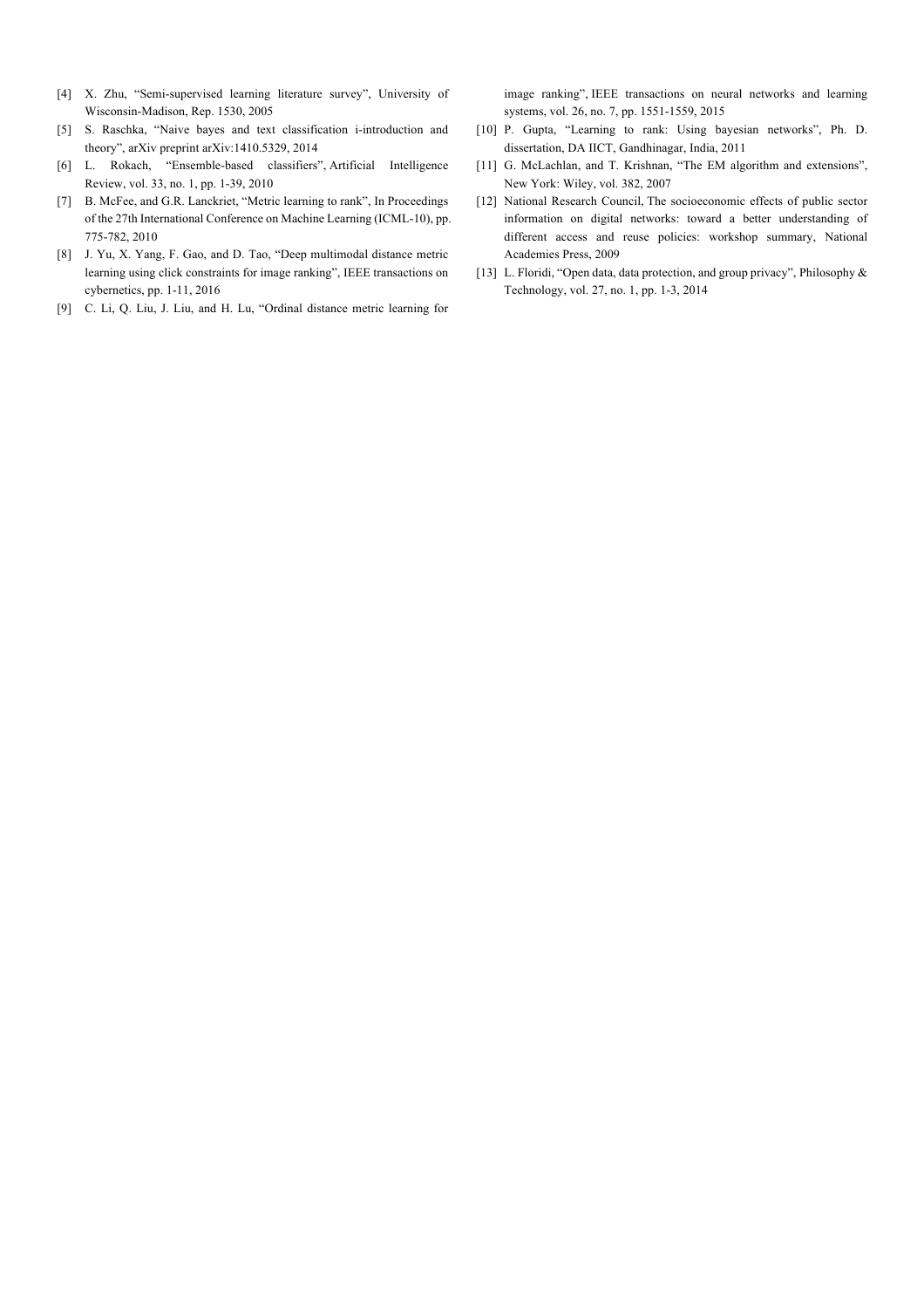[4] X. Zhu, “Semi-supervised learning literature survey”, University of Wisconsin-Madison, Rep. 1530, 2005

[5] S. Raschka, “Naive bayes and text classification i-introduction and theory”, arXiv preprint arXiv:1410.5329, 2014

[6] L. Rokach, “Ensemble-based classifiers”, Artificial Intelligence Review, vol. 33, no. 1, pp. 1-39, 2010

[7] B. McFee, and G.R. Lanckriet, “Metric learning to rank”, In Proceedings of the 27th International Conference on Machine Learning (ICML-10), pp. 775-782, 2010

[8] J. Yu, X. Yang, F. Gao, and D. Tao, “Deep multimodal distance metric learning using click constraints for image ranking”, IEEE transactions on cybernetics, pp. 1-11, 2016

[9] C. Li, Q. Liu, J. Liu, and H. Lu, “Ordinal distance metric learning for image ranking”, IEEE transactions on neural networks and learning systems, vol. 26, no. 7, pp. 1551-1559, 2015

[10] P. Gupta, “Learning to rank: Using bayesian networks”, Ph. D. dissertation, DA IICT, Gandhinagar, India, 2011

[11] G. McLachlan, and T. Krishnan, “The EM algorithm and extensions”, New York: Wiley, vol. 382, 2007

[12] National Research Council, The socioeconomic effects of public sector information on digital networks: toward a better understanding of different access and reuse policies: workshop summary, National Academies Press, 2009

[13] L. Floridi, “Open data, data protection, and group privacy”, Philosophy & Technology, vol. 27, no. 1, pp. 1-3, 2014